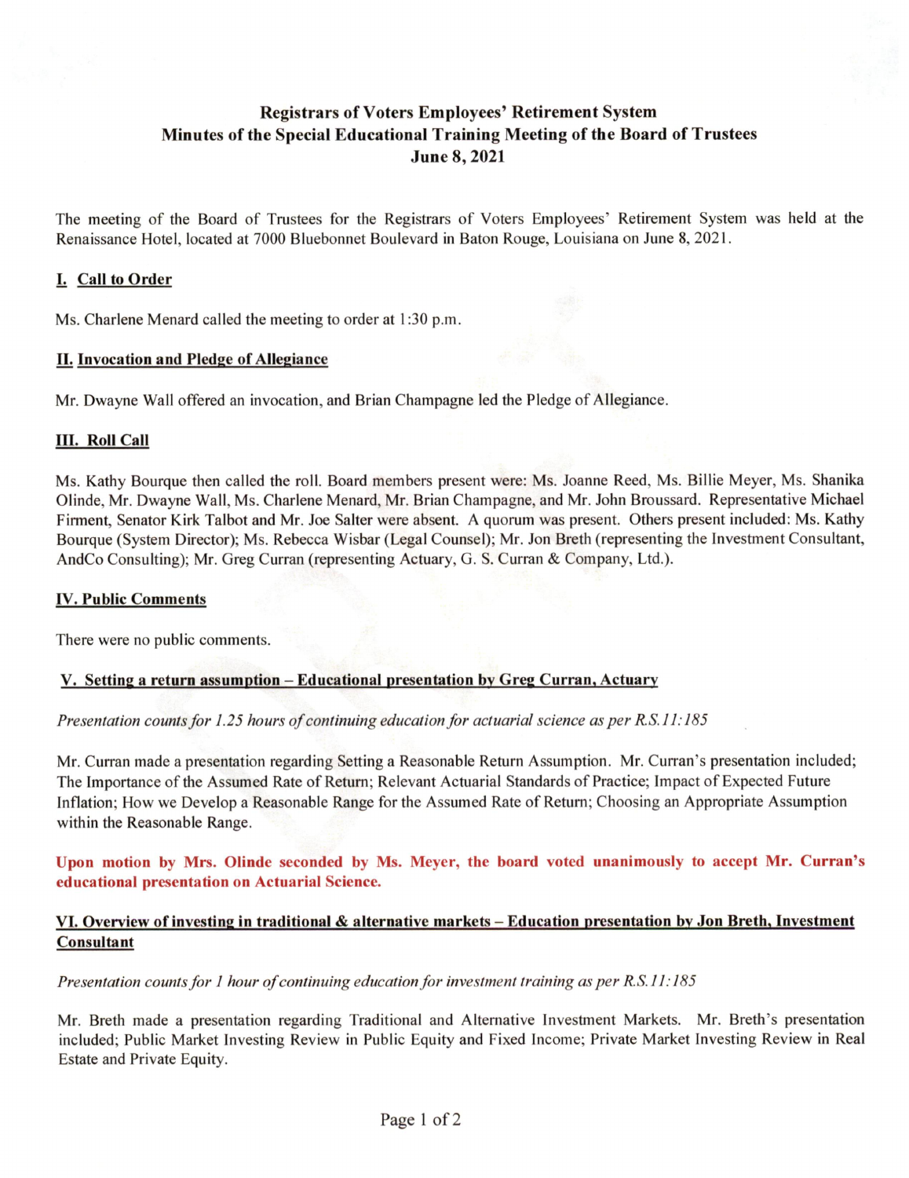# Registrars of Voters Employees' Retirement System
## Minutes of the Special Educational Training Meeting of the Board of Trustees
## June 8, 2021

The meeting of the Board of Trustees for the Registrars of Voters Employees' Retirement System was held at the Renaissance Hotel, located at 7000 Bluebonnet Boulevard in Baton Rouge, Louisiana on June 8, 2021.

### I. Call to Order

Ms. Charlene Menard called the meeting to order at 1:30 p.m.

### II. Invocation and Pledge of Allegiance

Mr. Dwayne Wall offered an invocation, and Brian Champagne led the Pledge of Allegiance.

### III. Roll Call

Ms. Kathy Bourque then called the roll. Board members present were: Ms. Joanne Reed, Ms. Billie Meyer, Ms. Shanika Olinde, Mr. Dwayne Wall, Ms. Charlene Menard, Mr. Brian Champagne, and Mr. John Broussard. Representative Michael Firment, Senator Kirk Talbot and Mr. Joe Salter were absent. A quorum was present. Others present included: Ms. Kathy Bourque (System Director); Ms. Rebecca Wisbar (Legal Counsel); Mr. Jon Breth (representing the Investment Consultant, AndCo Consulting); Mr. Greg Curran (representing Actuary, G. S. Curran & Company, Ltd.).

### IV. Public Comments

There were no public comments.

### V. Setting a return assumption – Educational presentation by Greg Curran, Actuary

*Presentation counts for 1.25 hours of continuing education for actuarial science as per R.S.11:185*

Mr. Curran made a presentation regarding Setting a Reasonable Return Assumption. Mr. Curran's presentation included; The Importance of the Assumed Rate of Return; Relevant Actuarial Standards of Practice; Impact of Expected Future Inflation; How we Develop a Reasonable Range for the Assumed Rate of Return; Choosing an Appropriate Assumption within the Reasonable Range.

**Upon motion by Mrs. Olinde seconded by Ms. Meyer, the board voted unanimously to accept Mr. Curran's educational presentation on Actuarial Science.**

### VI. Overview of investing in traditional & alternative markets – Education presentation by Jon Breth, Investment Consultant

*Presentation counts for 1 hour of continuing education for investment training as per R.S.11:185*

Mr. Breth made a presentation regarding Traditional and Alternative Investment Markets. Mr. Breth's presentation included; Public Market Investing Review in Public Equity and Fixed Income; Private Market Investing Review in Real Estate and Private Equity.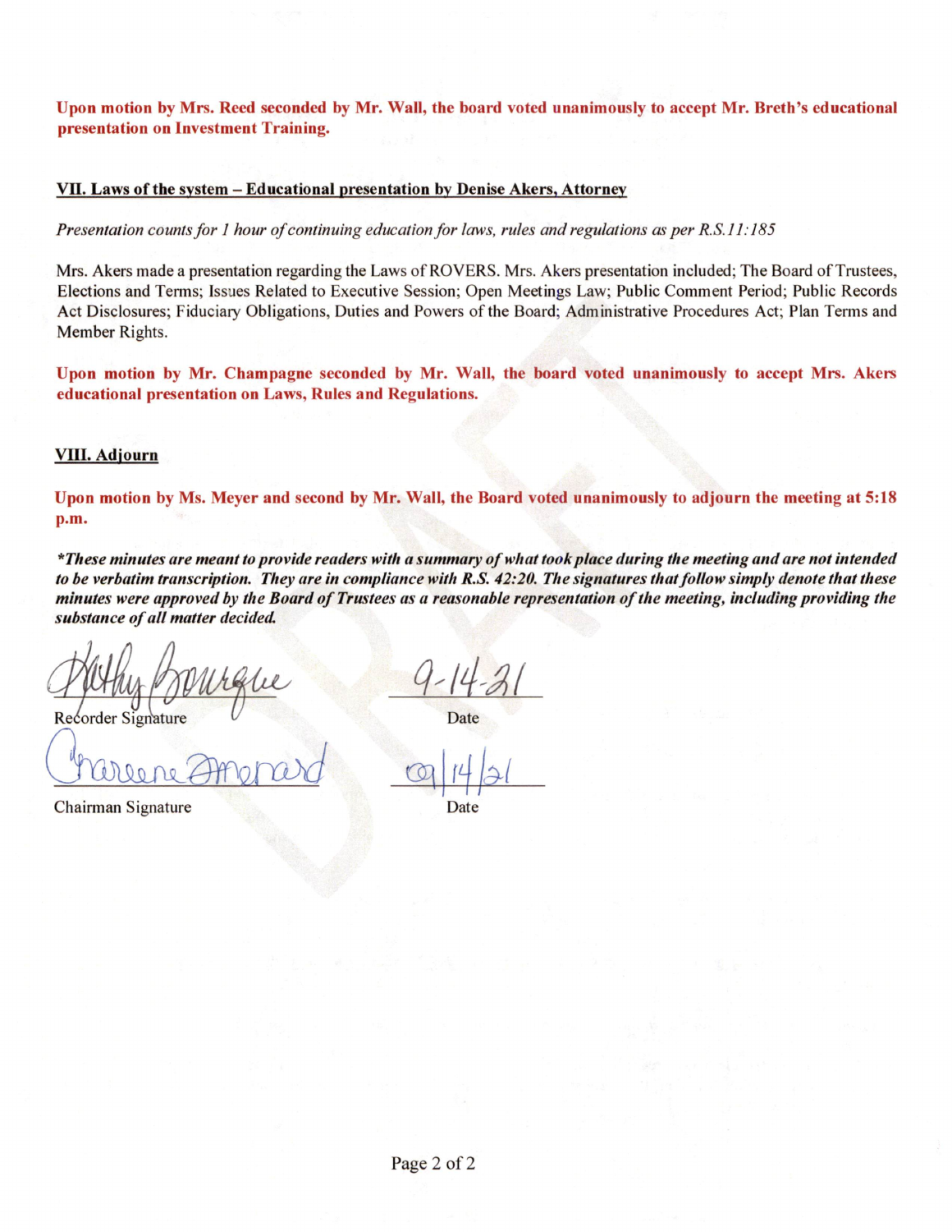**Upon motion by Mrs. Reed seconded by Mr. Wall, the board voted unanimously to accept Mr. Breth's educational presentation on Investment Training.**

## VII. Laws of the system – Educational presentation by Denise Akers, Attorney

*Presentation counts for 1 hour of continuing education for laws, rules and regulations as per R.S.11:185*

Mrs. Akers made a presentation regarding the Laws of ROVERS. Mrs. Akers presentation included; The Board of Trustees, Elections and Terms; Issues Related to Executive Session; Open Meetings Law; Public Comment Period; Public Records Act Disclosures; Fiduciary Obligations, Duties and Powers of the Board; Administrative Procedures Act; Plan Terms and Member Rights.

**Upon motion by Mr. Champagne seconded by Mr. Wall, the board voted unanimously to accept Mrs. Akers educational presentation on Laws, Rules and Regulations.**

## VIII. Adjourn

**Upon motion by Ms. Meyer and second by Mr. Wall, the Board voted unanimously to adjourn the meeting at 5:18 p.m.**

***These minutes are meant to provide readers with a summary of what took place during the meeting and are not intended to be verbatim transcription. They are in compliance with R.S. 42:20. The signatures that follow simply denote that these minutes were approved by the Board of Trustees as a reasonable representation of the meeting, including providing the substance of all matter decided.***

Kathy Bourque — 9-14-21

Recorder Signature — Date

Charlene Menard — 09/14/21

Chairman Signature — Date